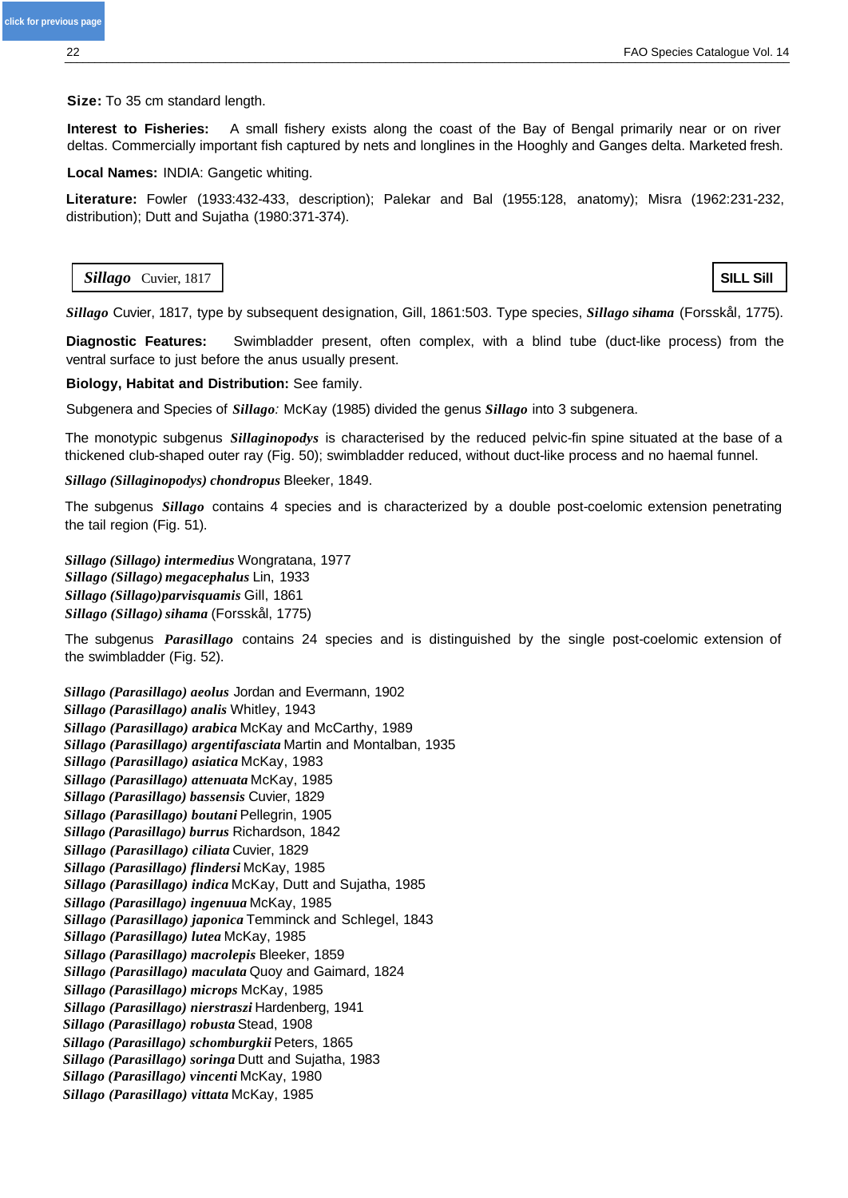**Size:** To 35 cm standard length.

**Interest to Fisheries:** A small fishery exists along the coast of the Bay of Bengal primarily near or on river deltas. Commercially important fish captured by nets and longlines in the Hooghly and Ganges delta. Marketed fresh.

**Local Names:** INDIA: Gangetic whiting.

**Literature:** Fowler (1933:432-433, description); Palekar and Bal (1955:128, anatomy); Misra (1962:231-232, distribution); Dutt and Sujatha (1980:371-374).

## *Sillago* Cuvier, 1817

**SILL Sill**

***Sillago*** Cuvier, 1817, type by subsequent designation, Gill, 1861:503. Type species, ***Sillago sihama*** (Forsskål, 1775).

**Diagnostic Features:** Swimbladder present, often complex, with a blind tube (duct-like process) from the ventral surface to just before the anus usually present.

**Biology, Habitat and Distribution:** See family.

Subgenera and Species of ***Sillago****:* McKay (1985) divided the genus ***Sillago*** into 3 subgenera.

The monotypic subgenus ***Sillaginopodys*** is characterised by the reduced pelvic-fin spine situated at the base of a thickened club-shaped outer ray (Fig. 50); swimbladder reduced, without duct-like process and no haemal funnel.

***Sillago (Sillaginopodys) chondropus*** Bleeker, 1849.

The subgenus ***Sillago*** contains 4 species and is characterized by a double post-coelomic extension penetrating the tail region (Fig. 51).

***Sillago (Sillago) intermedius*** Wongratana, 1977
***Sillago (Sillago) megacephalus*** Lin, 1933
***Sillago (Sillago)parvisquamis*** Gill, 1861
***Sillago (Sillago) sihama*** (Forsskål, 1775)

The subgenus ***Parasillago*** contains 24 species and is distinguished by the single post-coelomic extension of the swimbladder (Fig. 52).

***Sillago (Parasillago) aeolus*** Jordan and Evermann, 1902
***Sillago (Parasillago) analis*** Whitley, 1943
***Sillago (Parasillago) arabica*** McKay and McCarthy, 1989
***Sillago (Parasillago) argentifasciata*** Martin and Montalban, 1935
***Sillago (Parasillago) asiatica*** McKay, 1983
***Sillago (Parasillago) attenuata*** McKay, 1985
***Sillago (Parasillago) bassensis*** Cuvier, 1829
***Sillago (Parasillago) boutani*** Pellegrin, 1905
***Sillago (Parasillago) burrus*** Richardson, 1842
***Sillago (Parasillago) ciliata*** Cuvier, 1829
***Sillago (Parasillago) flindersi*** McKay, 1985
***Sillago (Parasillago) indica*** McKay, Dutt and Sujatha, 1985
***Sillago (Parasillago) ingenuua*** McKay, 1985
***Sillago (Parasillago) japonica*** Temminck and Schlegel, 1843
***Sillago (Parasillago) lutea*** McKay, 1985
***Sillago (Parasillago) macrolepis*** Bleeker, 1859
***Sillago (Parasillago) maculata*** Quoy and Gaimard, 1824
***Sillago (Parasillago) microps*** McKay, 1985
***Sillago (Parasillago) nierstraszi*** Hardenberg, 1941
***Sillago (Parasillago) robusta*** Stead, 1908
***Sillago (Parasillago) schomburgkii*** Peters, 1865
***Sillago (Parasillago) soringa*** Dutt and Sujatha, 1983
***Sillago (Parasillago) vincenti*** McKay, 1980
***Sillago (Parasillago) vittata*** McKay, 1985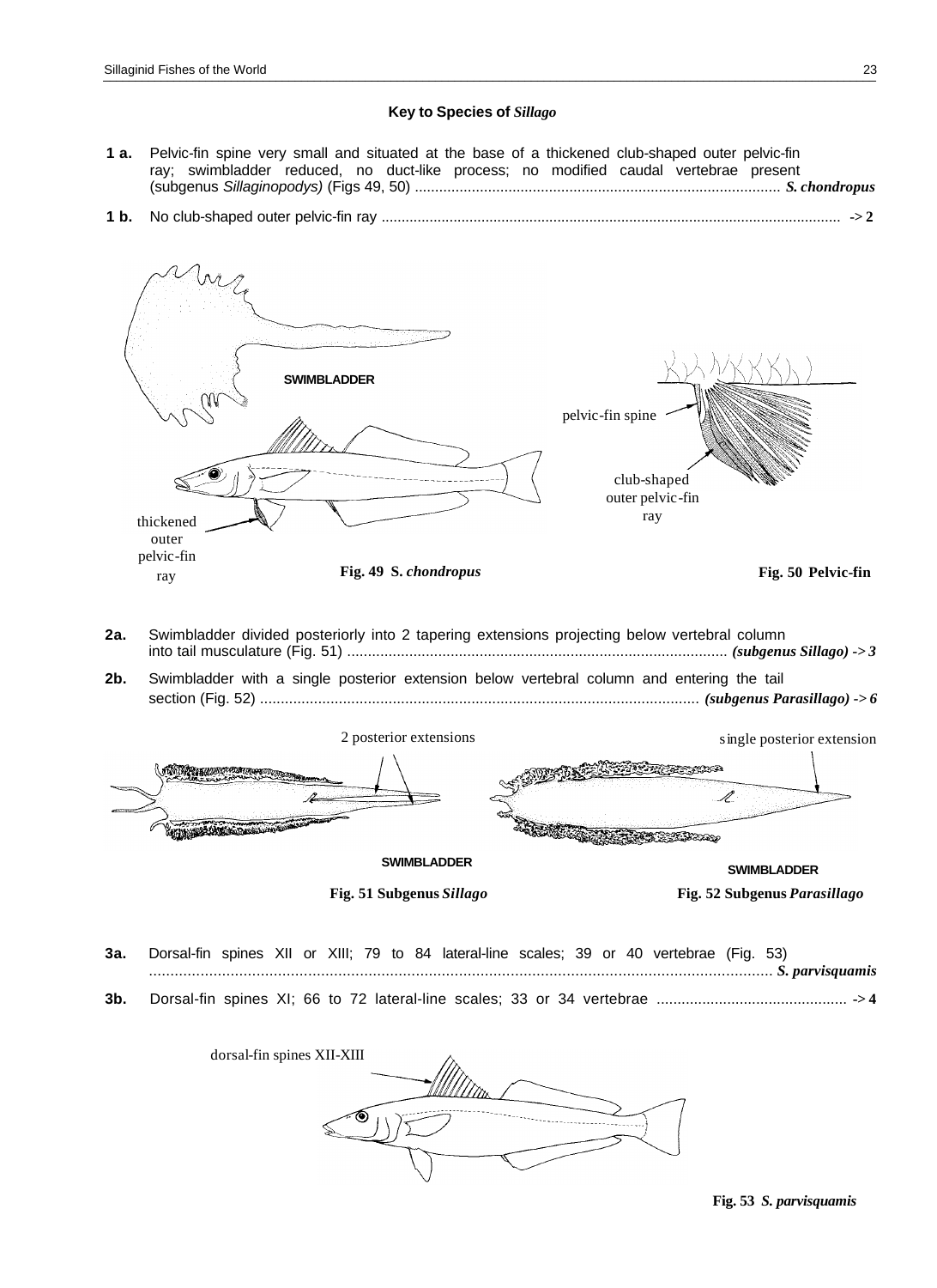### Key to Species of *Sillago*

**1 a.** Pelvic-fin spine very small and situated at the base of a thickened club-shaped outer pelvic-fin ray; swimbladder reduced, no duct-like process; no modified caudal vertebrae present (subgenus *Sillaginopodys)* (Figs 49, 50) .......................................................................................... ***S. chondropus***

**1 b.** No club-shaped outer pelvic-fin ray .................................................................................................................. **-> 2**

SWIMBLADDER

thickened outer pelvic-fin ray

pelvic-fin spine

club-shaped outer pelvic-fin ray

**Fig. 49 S. *chondropus***

**Fig. 50 Pelvic-fin**

**2a.** Swimbladder divided posteriorly into 2 tapering extensions projecting below vertebral column into tail musculature (Fig. 51) ........................................................................................... ***(subgenus Sillago) -> 3***

**2b.** Swimbladder with a single posterior extension below vertebral column and entering the tail section (Fig. 52) ......................................................................................................... ***(subgenus Parasillago) -> 6***

2 posterior extensions

single posterior extension

SWIMBLADDER

SWIMBLADDER

**Fig. 51 Subgenus *Sillago***

**Fig. 52 Subgenus *Parasillago***

**3a.** Dorsal-fin spines XII or XIII; 79 to 84 lateral-line scales; 39 or 40 vertebrae (Fig. 53) ............................................................................................................................................. ***S. parvisquamis***

**3b.** Dorsal-fin spines XI; 66 to 72 lateral-line scales; 33 or 34 vertebrae ............................................. **-> 4**

dorsal-fin spines XII-XIII

**Fig. 53 *S. parvisquamis***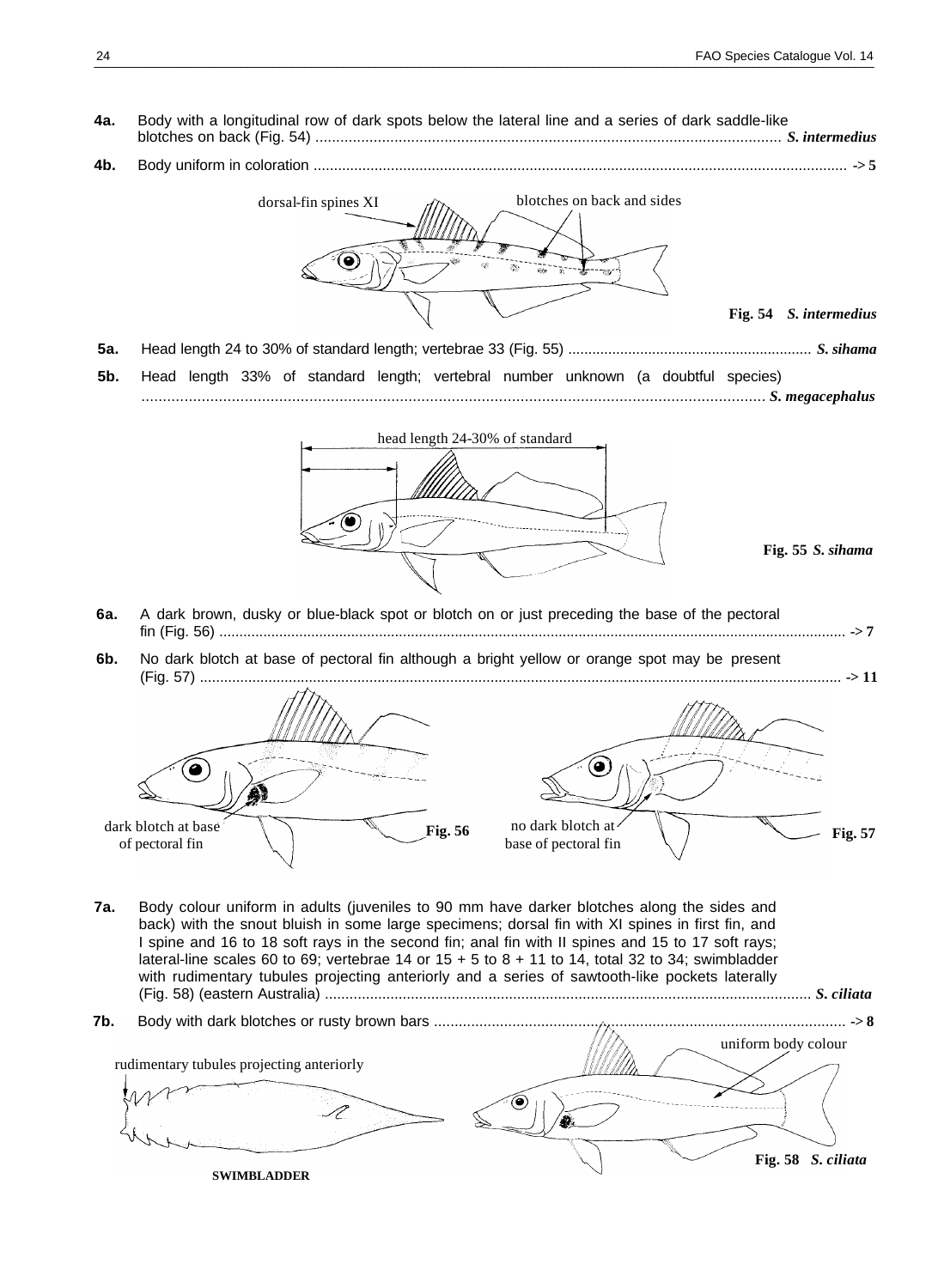**4a.** Body with a longitudinal row of dark spots below the lateral line and a series of dark saddle-like blotches on back (Fig. 54) ................................................................................................................ *S. intermedius*

**4b.** Body uniform in coloration ................................................................................................................................ -> **5**

dorsal-fin spines XI

blotches on back and sides

**Fig. 54** *S. intermedius*

**5a.** Head length 24 to 30% of standard length; vertebrae 33 (Fig. 55) ............................................................ *S. sihama*

**5b.** Head length 33% of standard length; vertebral number unknown (a doubtful species) ................................................................................................................................................ *S. megacephalus*

head length 24-30% of standard

**Fig. 55** *S. sihama*

**6a.** A dark brown, dusky or blue-black spot or blotch on or just preceding the base of the pectoral fin (Fig. 56) ........................................................................................................................................................ -> **7**

**6b.** No dark blotch at base of pectoral fin although a bright yellow or orange spot may be present (Fig. 57) ........................................................................................................................................................ -> **11**

dark blotch at base of pectoral fin

**Fig. 56**

no dark blotch at base of pectoral fin

**Fig. 57**

**7a.** Body colour uniform in adults (juveniles to 90 mm have darker blotches along the sides and back) with the snout bluish in some large specimens; dorsal fin with XI spines in first fin, and I spine and 16 to 18 soft rays in the second fin; anal fin with II spines and 15 to 17 soft rays; lateral-line scales 60 to 69; vertebrae 14 or 15 + 5 to 8 + 11 to 14, total 32 to 34; swimbladder with rudimentary tubules projecting anteriorly and a series of sawtooth-like pockets laterally (Fig. 58) (eastern Australia) ...................................................................................................................... *S. ciliata*

**7b.** Body with dark blotches or rusty brown bars .................................................................................................... -> **8**

uniform body colour

rudimentary tubules projecting anteriorly

**SWIMBLADDER**

**Fig. 58** *S. ciliata*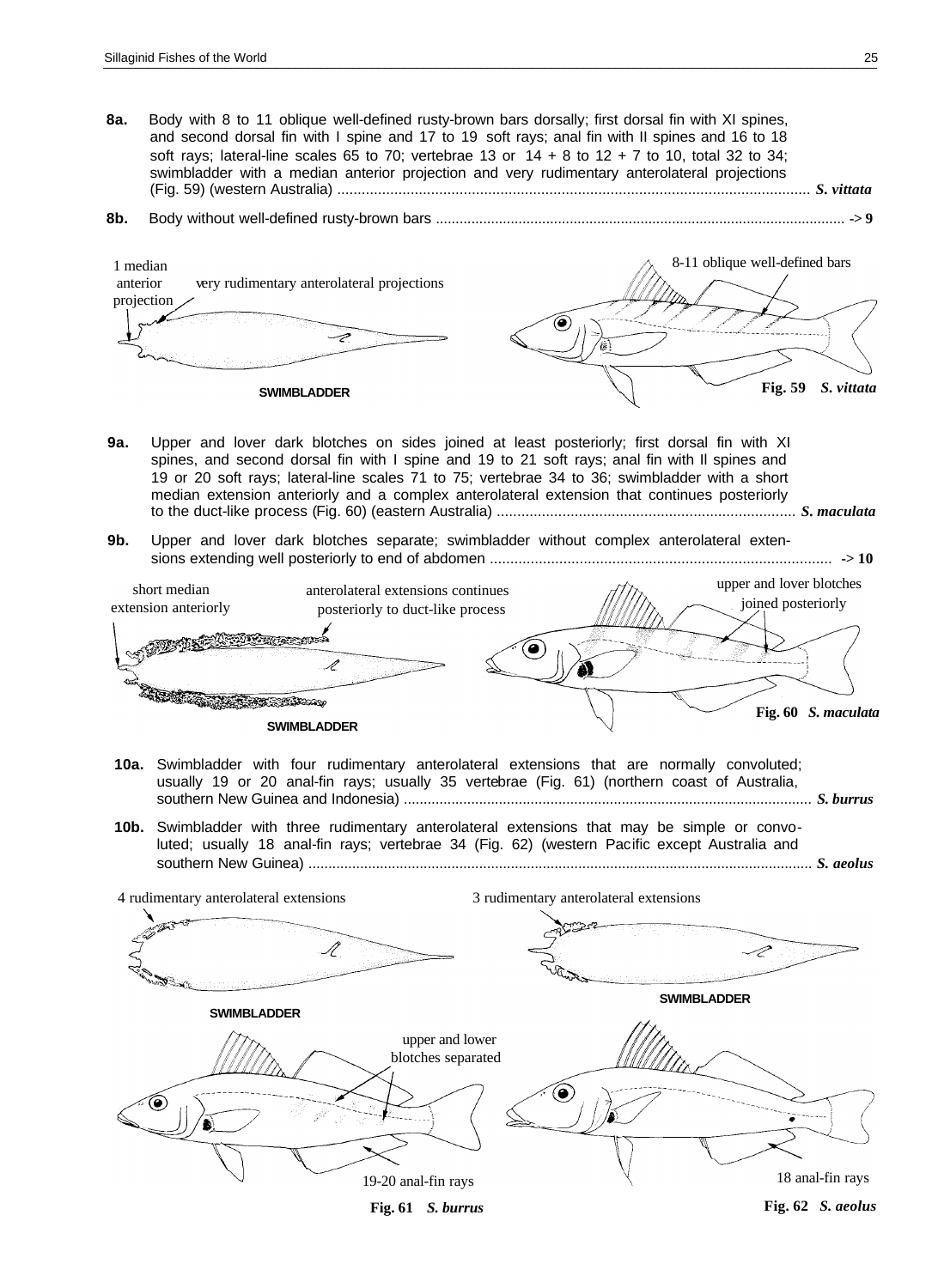**8a.** Body with 8 to 11 oblique well-defined rusty-brown bars dorsally; first dorsal fin with XI spines, and second dorsal fin with I spine and 17 to 19 soft rays; anal fin with II spines and 16 to 18 soft rays; lateral-line scales 65 to 70; vertebrae 13 or 14 + 8 to 12 + 7 to 10, total 32 to 34; swimbladder with a median anterior projection and very rudimentary anterolateral projections (Fig. 59) (western Australia) .................................................................................................................... ***S. vittata***

**8b.** Body without well-defined rusty-brown bars ...................................................................................................... -> **9**

1 median anterior projection — very rudimentary anterolateral projections — SWIMBLADDER — 8-11 oblique well-defined bars

**Fig. 59** ***S. vittata***

**9a.** Upper and lover dark blotches on sides joined at least posteriorly; first dorsal fin with XI spines, and second dorsal fin with I spine and 19 to 21 soft rays; anal fin with II spines and 19 or 20 soft rays; lateral-line scales 71 to 75; vertebrae 34 to 36; swimbladder with a short median extension anteriorly and a complex anterolateral extension that continues posteriorly to the duct-like process (Fig. 60) (eastern Australia) ........................................................................ ***S. maculata***

**9b.** Upper and lover dark blotches separate; swimbladder without complex anterolateral extensions extending well posteriorly to end of abdomen .................................................................................... -> **10**

short median extension anteriorly — anterolateral extensions continues posteriorly to duct-like process — SWIMBLADDER — upper and lover blotches joined posteriorly

**Fig. 60** ***S. maculata***

**10a.** Swimbladder with four rudimentary anterolateral extensions that are normally convoluted; usually 19 or 20 anal-fin rays; usually 35 vertebrae (Fig. 61) (northern coast of Australia, southern New Guinea and Indonesia) ...................................................................................................... ***S. burrus***

**10b.** Swimbladder with three rudimentary anterolateral extensions that may be simple or convoluted; usually 18 anal-fin rays; vertebrae 34 (Fig. 62) (western Pacific except Australia and southern New Guinea) ............................................................................................................................ ***S. aeolus***

4 rudimentary anterolateral extensions — SWIMBLADDER — upper and lower blotches separated — 19-20 anal-fin rays

**Fig. 61** ***S. burrus***

3 rudimentary anterolateral extensions — SWIMBLADDER — 18 anal-fin rays

**Fig. 62** ***S. aeolus***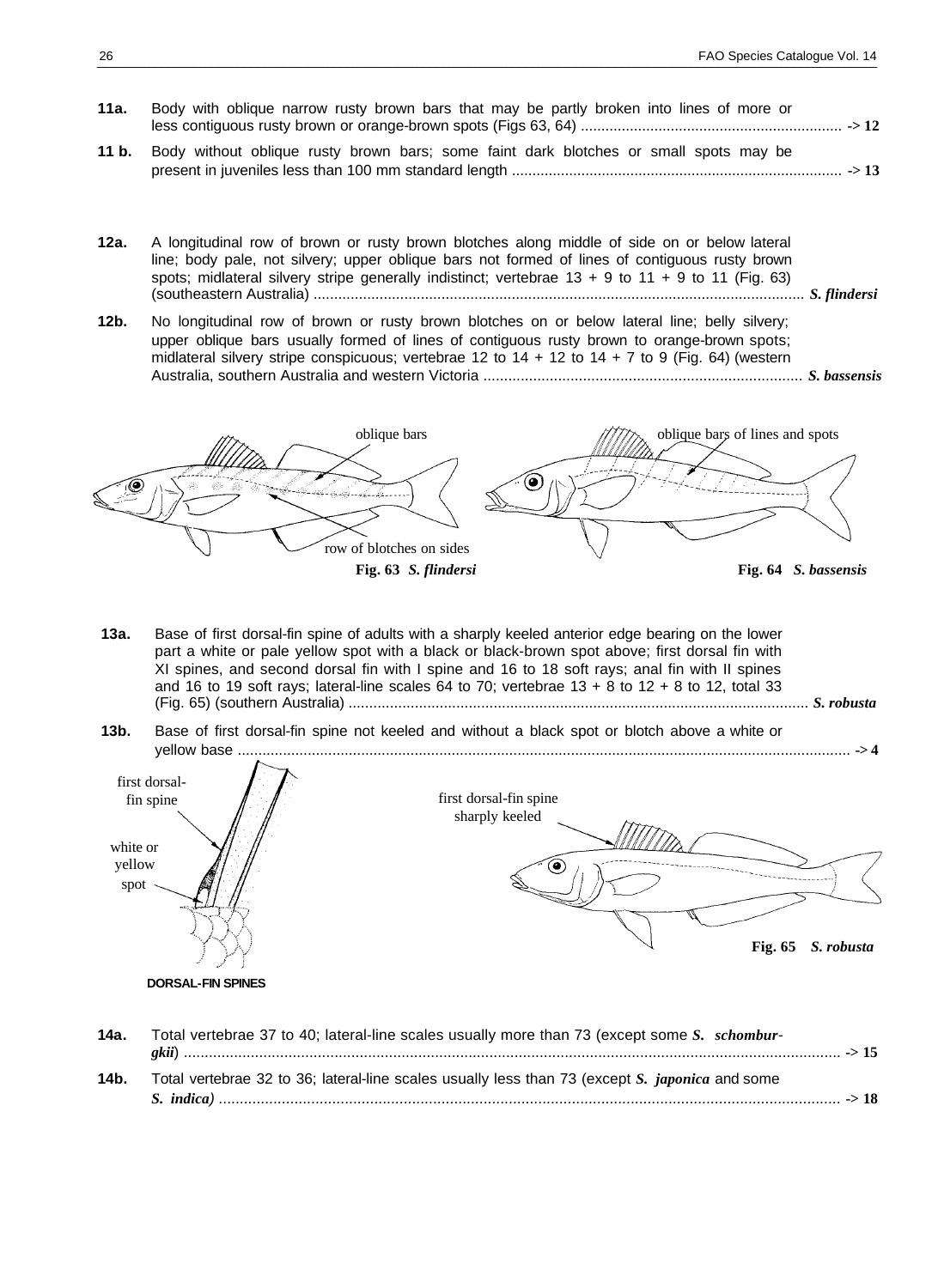**11a.** Body with oblique narrow rusty brown bars that may be partly broken into lines of more or less contiguous rusty brown or orange-brown spots (Figs 63, 64) ................................................................ -> **12**

**11 b.** Body without oblique rusty brown bars; some faint dark blotches or small spots may be present in juveniles less than 100 mm standard length ................................................................................ -> **13**

**12a.** A longitudinal row of brown or rusty brown blotches along middle of side on or below lateral line; body pale, not silvery; upper oblique bars not formed of lines of contiguous rusty brown spots; midlateral silvery stripe generally indistinct; vertebrae 13 + 9 to 11 + 9 to 11 (Fig. 63) (southeastern Australia) ...................................................................................................................... ***S. flindersi***

**12b.** No longitudinal row of brown or rusty brown blotches on or below lateral line; belly silvery; upper oblique bars usually formed of lines of contiguous rusty brown to orange-brown spots; midlateral silvery stripe conspicuous; vertebrae 12 to 14 + 12 to 14 + 7 to 9 (Fig. 64) (western Australia, southern Australia and western Victoria ............................................................................. ***S. bassensis***

oblique bars — row of blotches on sides

**Fig. 63** ***S. flindersi***

oblique bars of lines and spots

**Fig. 64** ***S. bassensis***

**13a.** Base of first dorsal-fin spine of adults with a sharply keeled anterior edge bearing on the lower part a white or pale yellow spot with a black or black-brown spot above; first dorsal fin with XI spines, and second dorsal fin with I spine and 16 to 18 soft rays; anal fin with II spines and 16 to 19 soft rays; lateral-line scales 64 to 70; vertebrae 13 + 8 to 12 + 8 to 12, total 33 (Fig. 65) (southern Australia) .............................................................................................................. ***S. robusta***

**13b.** Base of first dorsal-fin spine not keeled and without a black spot or blotch above a white or yellow base ................................................................................................................................................... -> **4**

first dorsal-fin spine — white or yellow spot

**DORSAL-FIN SPINES**

first dorsal-fin spine sharply keeled

**Fig. 65** ***S. robusta***

**14a.** Total vertebrae 37 to 40; lateral-line scales usually more than 73 (except some ***S. schomburgkii***) ............................................................................................................................................................ -> **15**

**14b.** Total vertebrae 32 to 36; lateral-line scales usually less than 73 (except ***S. japonica*** and some ***S. indica)*** .................................................................................................................................................... -> **18**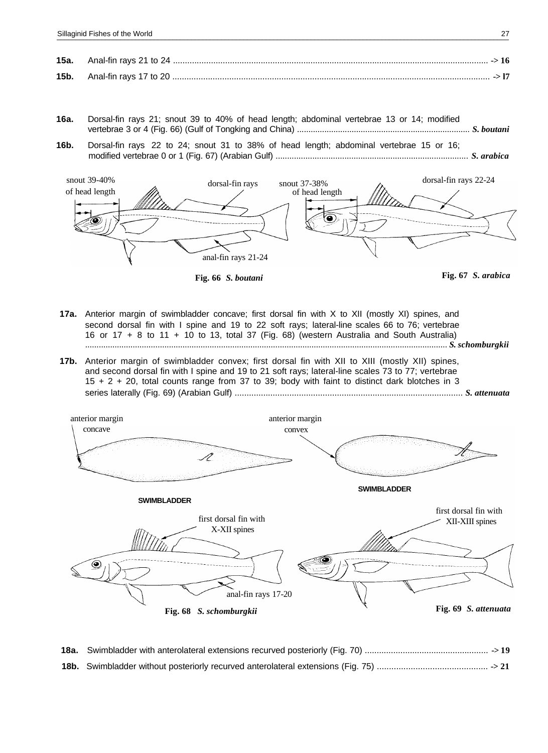**15a.** Anal-fin rays 21 to 24 ............................................................................................................................. -> **16**

**15b.** Anal-fin rays 17 to 20 ............................................................................................................................. -> **17**

**16a.** Dorsal-fin rays 21; snout 39 to 40% of head length; abdominal vertebrae 13 or 14; modified vertebrae 3 or 4 (Fig. 66) (Gulf of Tongking and China) ........................................................................... ***S. boutani***

**16b.** Dorsal-fin rays 22 to 24; snout 31 to 38% of head length; abdominal vertebrae 15 or 16; modified vertebrae 0 or 1 (Fig. 67) (Arabian Gulf) ................................................................................... ***S. arabica***

snout 39-40% of head length; dorsal-fin rays; anal-fin rays 21-24

**Fig. 66** ***S. boutani***

snout 37-38% of head length; dorsal-fin rays 22-24

**Fig. 67** ***S. arabica***

**17a.** Anterior margin of swimbladder concave; first dorsal fin with X to XII (mostly XI) spines, and second dorsal fin with I spine and 19 to 22 soft rays; lateral-line scales 66 to 76; vertebrae 16 or 17 + 8 to 11 + 10 to 13, total 37 (Fig. 68) (western Australia and South Australia) ............................................................................................................................................... ***S. schomburgkii***

**17b.** Anterior margin of swimbladder convex; first dorsal fin with XII to XIII (mostly XII) spines, and second dorsal fin with I spine and 19 to 21 soft rays; lateral-line scales 73 to 77; vertebrae 15 + 2 + 20, total counts range from 37 to 39; body with faint to distinct dark blotches in 3 series laterally (Fig. 69) (Arabian Gulf) ................................................................................................ ***S. attenuata***

anterior margin concave; SWIMBLADDER; first dorsal fin with X-XII spines; anal-fin rays 17-20

**Fig. 68** ***S. schomburgkii***

anterior margin convex; SWIMBLADDER; first dorsal fin with XII-XIII spines

**Fig. 69** ***S. attenuata***

**18a.** Swimbladder with anterolateral extensions recurved posteriorly (Fig. 70) .................................................... -> **19**

**18b.** Swimbladder without posteriorly recurved anterolateral extensions (Fig. 75) .............................................. -> **21**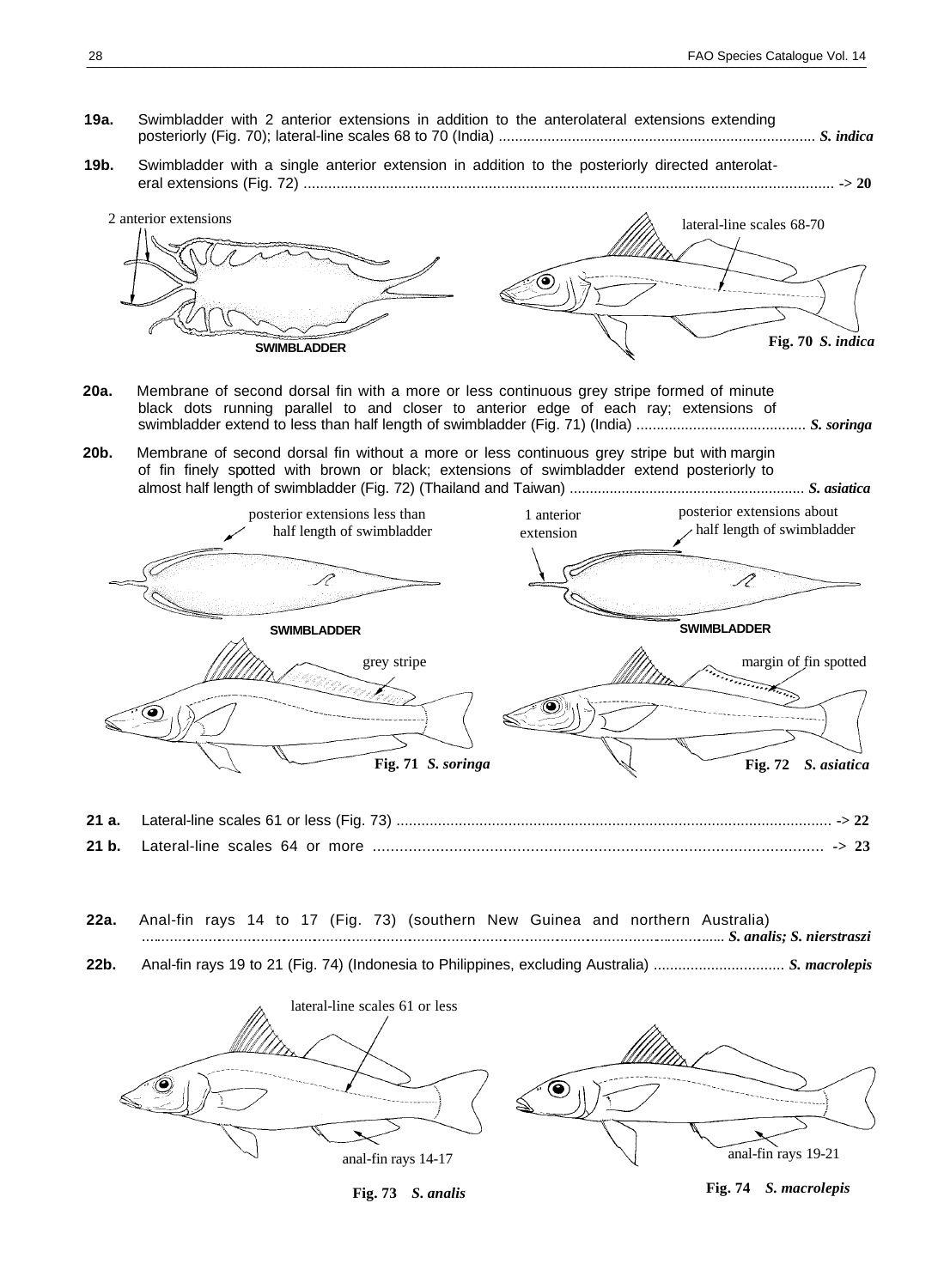**19a.** Swimbladder with 2 anterior extensions in addition to the anterolateral extensions extending posteriorly (Fig. 70); lateral-line scales 68 to 70 (India) .............................................................................. *S. indica*

**19b.** Swimbladder with a single anterior extension in addition to the posteriorly directed anterolateral extensions (Fig. 72) .................................................................................................................................. -> **20**

2 anterior extensions

SWIMBLADDER

lateral-line scales 68-70

**Fig. 70** ***S. indica***

**20a.** Membrane of second dorsal fin with a more or less continuous grey stripe formed of minute black dots running parallel to and closer to anterior edge of each ray; extensions of swimbladder extend to less than half length of swimbladder (Fig. 71) (India) .......................................... *S. soringa*

**20b.** Membrane of second dorsal fin without a more or less continuous grey stripe but with margin of fin finely spotted with brown or black; extensions of swimbladder extend posteriorly to almost half length of swimbladder (Fig. 72) (Thailand and Taiwan) ........................................................... *S. asiatica*

posterior extensions less than half length of swimbladder

SWIMBLADDER

1 anterior extension

posterior extensions about half length of swimbladder

SWIMBLADDER

grey stripe

**Fig. 71** ***S. soringa***

margin of fin spotted

**Fig. 72** ***S. asiatica***

**21 a.** Lateral-line scales 61 or less (Fig. 73) ......................................................................................................... -> **22**

**21 b.** Lateral-line scales 64 or more .................................................................................................... -> **23**

**22a.** Anal-fin rays 14 to 17 (Fig. 73) (southern New Guinea and northern Australia) ............................................................................................................................................................ *S. analis; S. nierstraszi*

**22b.** Anal-fin rays 19 to 21 (Fig. 74) (Indonesia to Philippines, excluding Australia) ................................ *S. macrolepis*

lateral-line scales 61 or less

anal-fin rays 14-17

**Fig. 73** ***S. analis***

anal-fin rays 19-21

**Fig. 74** ***S. macrolepis***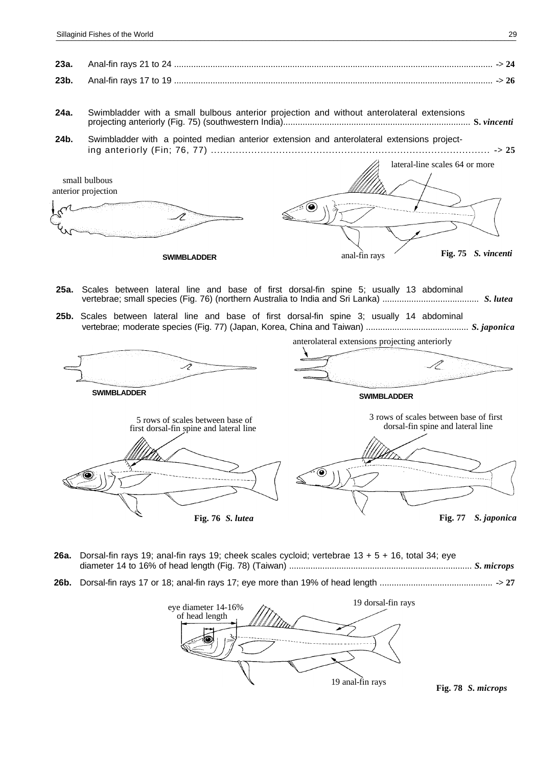**23a.** Anal-fin rays 21 to 24 .................................................................................................................................... -> **24**

**23b.** Anal-fin rays 17 to 19 .................................................................................................................................... -> **26**

**24a.** Swimbladder with a small bulbous anterior projection and without anterolateral extensions projecting anteriorly (Fig. 75) (southwestern India)............................................................................ S. *vincenti*

**24b.** Swimbladder with a pointed median anterior extension and anterolateral extensions projecting anteriorly (Fin; 76, 77) ........................................................................................ -> **25**

small bulbous anterior projection

SWIMBLADDER

lateral-line scales 64 or more

anal-fin rays

**Fig. 75** ***S. vincenti***

**25a.** Scales between lateral line and base of first dorsal-fin spine 5; usually 13 abdominal vertebrae; small species (Fig. 76) (northern Australia to India and Sri Lanka) ........................................ ***S. lutea***

**25b.** Scales between lateral line and base of first dorsal-fin spine 3; usually 14 abdominal vertebrae; moderate species (Fig. 77) (Japan, Korea, China and Taiwan) ........................................... ***S. japonica***

SWIMBLADDER

anterolateral extensions projecting anteriorly

SWIMBLADDER

5 rows of scales between base of first dorsal-fin spine and lateral line

3 rows of scales between base of first dorsal-fin spine and lateral line

**Fig. 76** ***S. lutea***

**Fig. 77** ***S. japonica***

**26a.** Dorsal-fin rays 19; anal-fin rays 19; cheek scales cycloid; vertebrae 13 + 5 + 16, total 34; eye diameter 14 to 16% of head length (Fig. 78) (Taiwan) ............................................................................ ***S. microps***

**26b.** Dorsal-fin rays 17 or 18; anal-fin rays 17; eye more than 19% of head length ............................................... -> **27**

eye diameter 14-16% of head length

19 dorsal-fin rays

19 anal-fin rays

**Fig. 78** ***S. microps***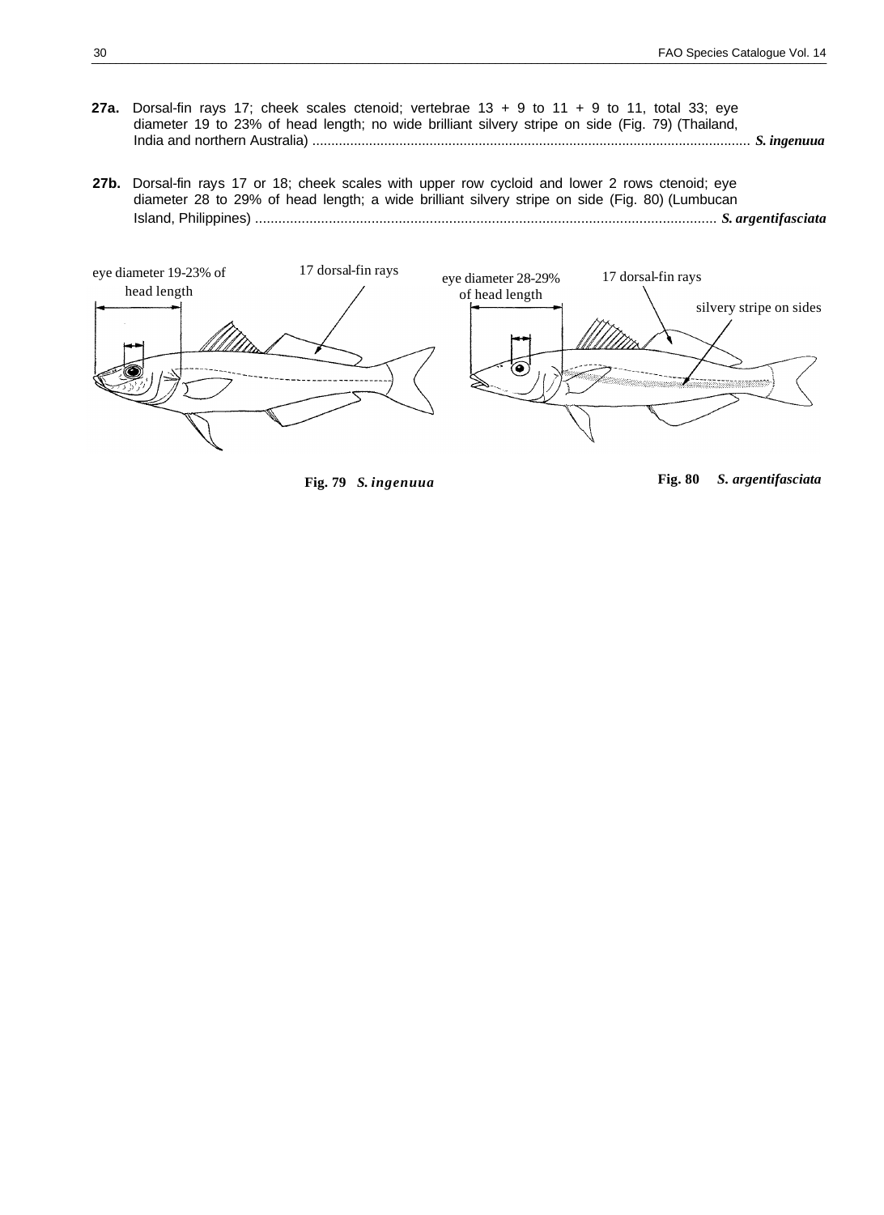**27a.** Dorsal-fin rays 17; cheek scales ctenoid; vertebrae 13 + 9 to 11 + 9 to 11, total 33; eye diameter 19 to 23% of head length; no wide brilliant silvery stripe on side (Fig. 79) (Thailand, India and northern Australia) .................................................................................................................... ***S. ingenuua***

**27b.** Dorsal-fin rays 17 or 18; cheek scales with upper row cycloid and lower 2 rows ctenoid; eye diameter 28 to 29% of head length; a wide brilliant silvery stripe on side (Fig. 80) (Lumbucan Island, Philippines) ........................................................................................................................ ***S. argentifasciata***

eye diameter 19-23% of head length

17 dorsal-fin rays

eye diameter 28-29% of head length

17 dorsal-fin rays

silvery stripe on sides

**Fig. 79** ***S. ingenuua***

**Fig. 80** ***S. argentifasciata***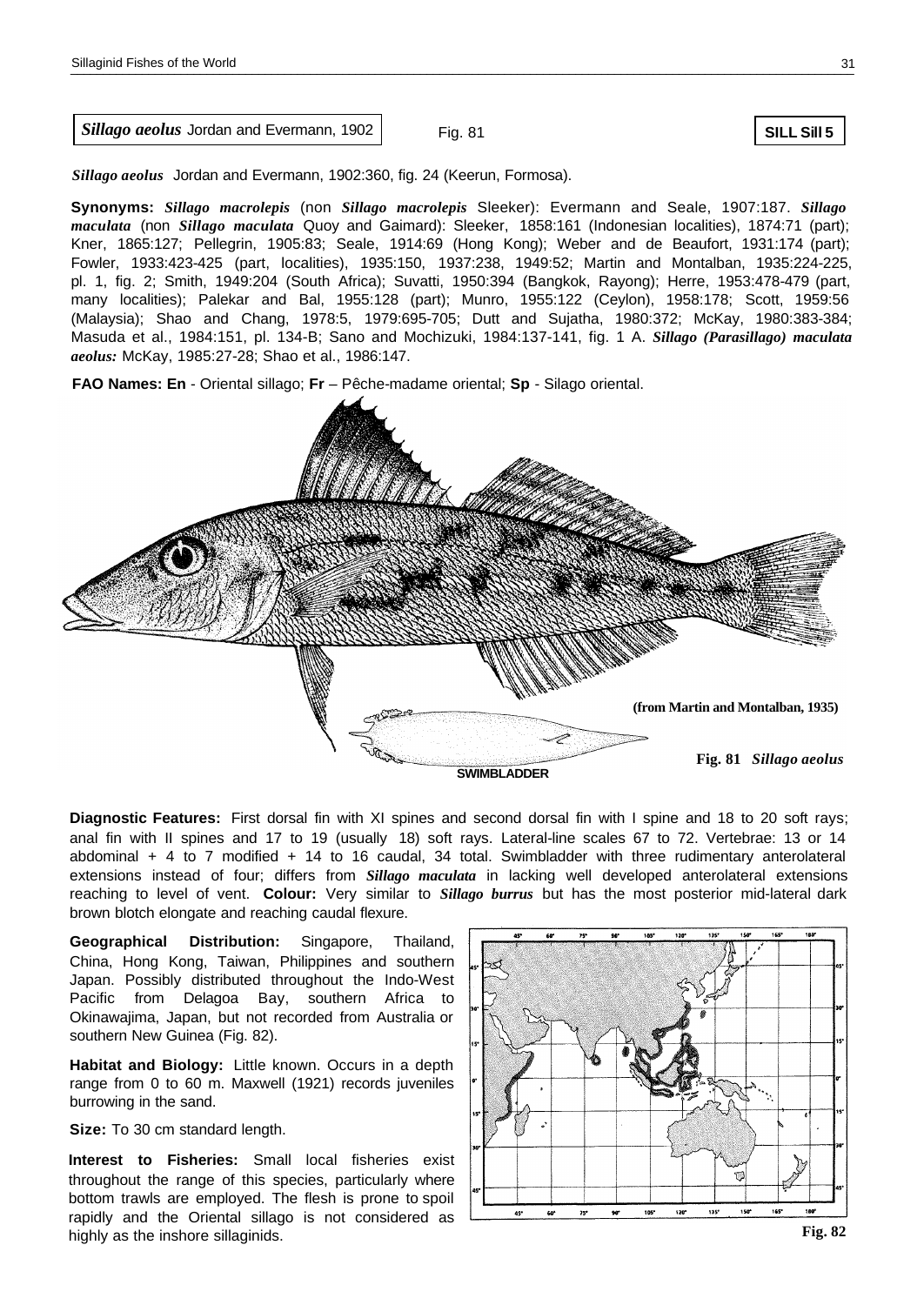**_Sillago aeolus_ Jordan and Evermann, 1902** Fig. 81 **SILL Sill 5**

***Sillago aeolus*** Jordan and Evermann, 1902:360, fig. 24 (Keerun, Formosa).

**Synonyms:** ***Sillago macrolepis*** (non ***Sillago macrolepis*** Bleeker): Evermann and Seale, 1907:187. ***Sillago maculata*** (non ***Sillago maculata*** Quoy and Gaimard): Bleeker, 1858:161 (Indonesian localities), 1874:71 (part); Kner, 1865:127; Pellegrin, 1905:83; Seale, 1914:69 (Hong Kong); Weber and de Beaufort, 1931:174 (part); Fowler, 1933:423-425 (part, localities), 1935:150, 1937:238, 1949:52; Martin and Montalban, 1935:224-225, pl. 1, fig. 2; Smith, 1949:204 (South Africa); Suvatti, 1950:394 (Bangkok, Rayong); Herre, 1953:478-479 (part, many localities); Palekar and Bal, 1955:128 (part); Munro, 1955:122 (Ceylon), 1958:178; Scott, 1959:56 (Malaysia); Shao and Chang, 1978:5, 1979:695-705; Dutt and Sujatha, 1980:372; McKay, 1980:383-384; Masuda et al., 1984:151, pl. 134-B; Sano and Mochizuki, 1984:137-141, fig. 1 A. ***Sillago (Parasillago) maculata aeolus:*** McKay, 1985:27-28; Shao et al., 1986:147.

**FAO Names: En** - Oriental sillago; **Fr** – Pêche-madame oriental; **Sp** - Silago oriental.

(from Martin and Montalban, 1935)

SWIMBLADDER

**Fig. 81** ***Sillago aeolus***

**Diagnostic Features:** First dorsal fin with XI spines and second dorsal fin with I spine and 18 to 20 soft rays; anal fin with II spines and 17 to 19 (usually 18) soft rays. Lateral-line scales 67 to 72. Vertebrae: 13 or 14 abdominal + 4 to 7 modified + 14 to 16 caudal, 34 total. Swimbladder with three rudimentary anterolateral extensions instead of four; differs from ***Sillago maculata*** in lacking well developed anterolateral extensions reaching to level of vent. **Colour:** Very similar to ***Sillago burrus*** but has the most posterior mid-lateral dark brown blotch elongate and reaching caudal flexure.

**Geographical Distribution:** Singapore, Thailand, China, Hong Kong, Taiwan, Philippines and southern Japan. Possibly distributed throughout the Indo-West Pacific from Delagoa Bay, southern Africa to Okinawajima, Japan, but not recorded from Australia or southern New Guinea (Fig. 82).

**Habitat and Biology:** Little known. Occurs in a depth range from 0 to 60 m. Maxwell (1921) records juveniles burrowing in the sand.

**Size:** To 30 cm standard length.

**Interest to Fisheries:** Small local fisheries exist throughout the range of this species, particularly where bottom trawls are employed. The flesh is prone to spoil rapidly and the Oriental sillago is not considered as highly as the inshore sillaginids.

**Fig. 82**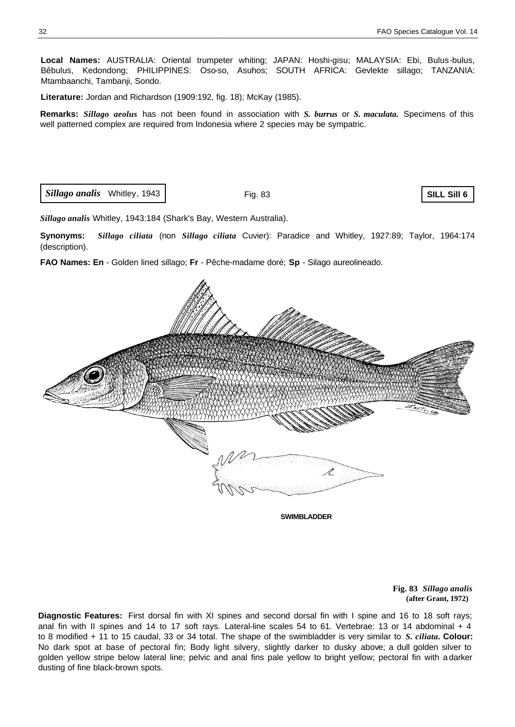**Local Names:** AUSTRALIA: Oriental trumpeter whiting; JAPAN: Hoshi-gisu; MALAYSIA: Ebi, Bulus-bulus, Bêbulus, Kedondong; PHILIPPINES: Oso-so, Asuhos; SOUTH AFRICA: Gevlekte sillago; TANZANIA: Mtambaanchi, Tambanji, Sondo.

**Literature:** Jordan and Richardson (1909:192, fig. 18); McKay (1985).

**Remarks:** ***Sillago aeolus*** has not been found in association with ***S. burrus*** or ***S. maculata.*** Specimens of this well patterned complex are required from Indonesia where 2 species may be sympatric.

## *Sillago analis* Whitley, 1943

Fig. 83

**SILL Sill 6**

***Sillago analis*** Whitley, 1943:184 (Shark's Bay, Western Australia).

**Synonyms:** ***Sillago ciliata*** (non ***Sillago ciliata*** Cuvier): Paradice and Whitley, 1927:89; Taylor, 1964:174 (description).

**FAO Names: En** - Golden lined sillago; **Fr** - Pêche-madame doré; **Sp** - Silago aureolineado.

SWIMBLADDER

**Fig. 83** ***Sillago analis*** **(after Grant, 1972)**

**Diagnostic Features:** First dorsal fin with XI spines and second dorsal fin with I spine and 16 to 18 soft rays; anal fin with II spines and 14 to 17 soft rays. Lateral-line scales 54 to 61. Vertebrae: 13 or 14 abdominal + 4 to 8 modified + 11 to 15 caudal, 33 or 34 total. The shape of the swimbladder is very similar to ***S. ciliata.*** **Colour:** No dark spot at base of pectoral fin; Body light silvery, slightly darker to dusky above; a dull golden silver to golden yellow stripe below lateral line; pelvic and anal fins pale yellow to bright yellow; pectoral fin with a darker dusting of fine black-brown spots.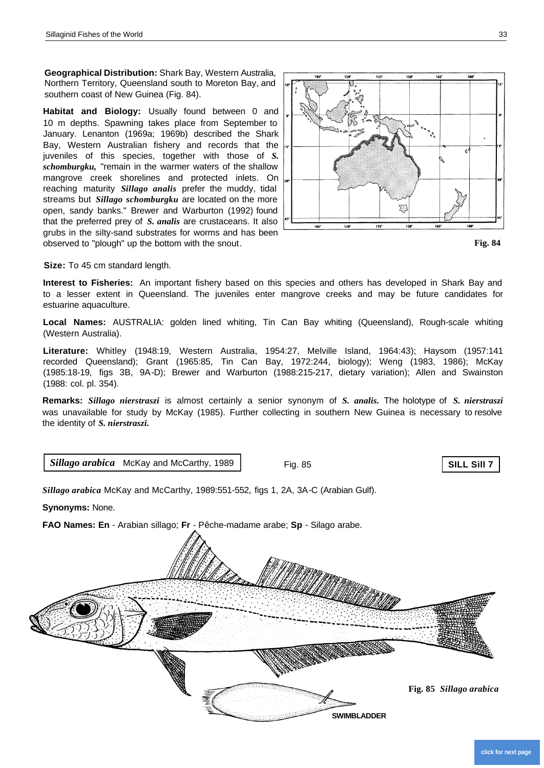**Geographical Distribution:** Shark Bay, Western Australia, Northern Territory, Queensland south to Moreton Bay, and southern coast of New Guinea (Fig. 84).

**Habitat and Biology:** Usually found between 0 and 10 m depths. Spawning takes place from September to January. Lenanton (1969a; 1969b) described the Shark Bay, Western Australian fishery and records that the juveniles of this species, together with those of ***S. schomburgku,*** "remain in the warmer waters of the shallow mangrove creek shorelines and protected inlets. On reaching maturity ***Sillago analis*** prefer the muddy, tidal streams but ***Sillago schomburgku*** are located on the more open, sandy banks." Brewer and Warburton (1992) found that the preferred prey of ***S. analis*** are crustaceans. It also grubs in the silty-sand substrates for worms and has been observed to "plough" up the bottom with the snout.

105° 120° 135° 150° 165° 180°

15° 0° 15° 30° 45°

**Fig. 84**

**Size:** To 45 cm standard length.

**Interest to Fisheries:** An important fishery based on this species and others has developed in Shark Bay and to a lesser extent in Queensland. The juveniles enter mangrove creeks and may be future candidates for estuarine aquaculture.

**Local Names:** AUSTRALIA: golden lined whiting, Tin Can Bay whiting (Queensland), Rough-scale whiting (Western Australia).

**Literature:** Whitley (1948:19, Western Australia, 1954:27, Melville Island, 1964:43); Haysom (1957:141 recorded Queensland); Grant (1965:85, Tin Can Bay, 1972:244, biology); Weng (1983, 1986); McKay (1985:18-19, figs 3B, 9A-D); Brewer and Warburton (1988:215-217, dietary variation); Allen and Swainston (1988: col. pl. 354).

**Remarks:** ***Sillago nierstraszi*** is almost certainly a senior synonym of ***S. analis.*** The holotype of ***S. nierstraszi*** was unavailable for study by McKay (1985). Further collecting in southern New Guinea is necessary to resolve the identity of ***S. nierstraszi.***

## ***Sillago arabica*** McKay and McCarthy, 1989

Fig. 85

**SILL Sill 7**

***Sillago arabica*** McKay and McCarthy, 1989:551-552, figs 1, 2A, 3A-C (Arabian Gulf).

**Synonyms:** None.

**FAO Names: En** - Arabian sillago; **Fr** - Pêche-madame arabe; **Sp** - Silago arabe.

SWIMBLADDER

**Fig. 85** ***Sillago arabica***